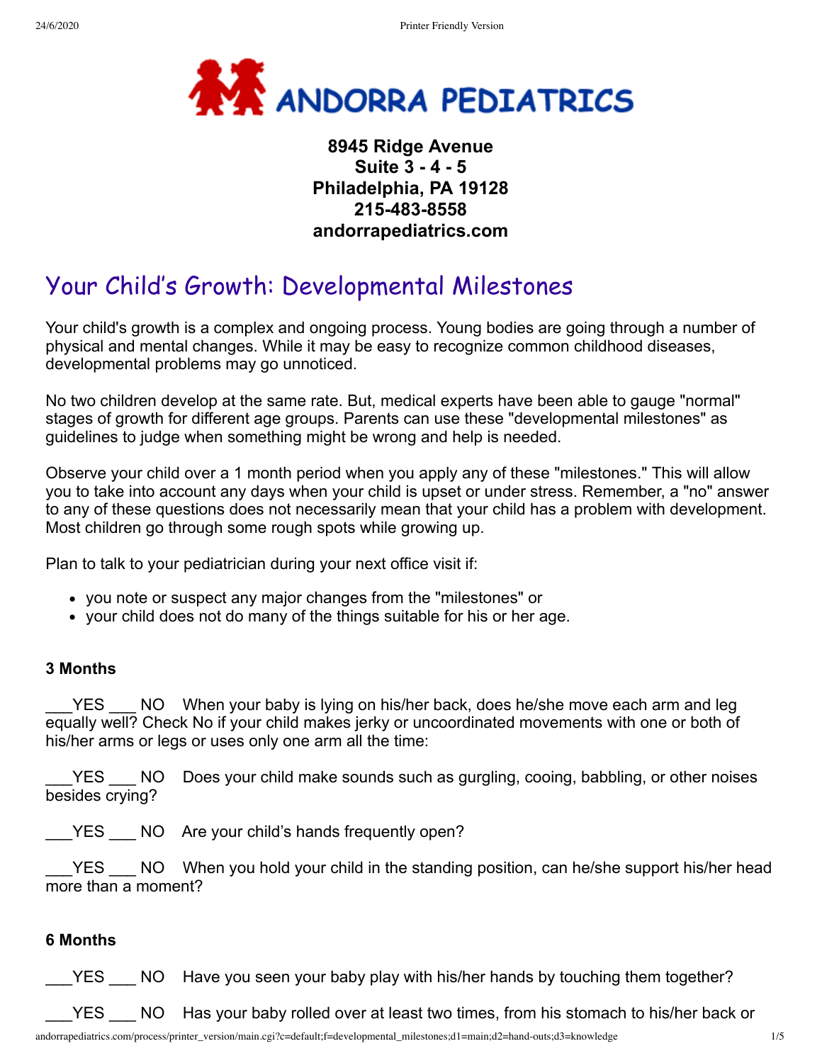ANDORRA PEDIATRICS

**8945 Ridge Avenue**
**Suite 3 - 4 - 5**
**Philadelphia, PA 19128**
**215-483-8558**
**andorrapediatrics.com**

# Your Child's Growth: Developmental Milestones

Your child's growth is a complex and ongoing process. Young bodies are going through a number of physical and mental changes. While it may be easy to recognize common childhood diseases, developmental problems may go unnoticed.

No two children develop at the same rate. But, medical experts have been able to gauge "normal" stages of growth for different age groups. Parents can use these "developmental milestones" as guidelines to judge when something might be wrong and help is needed.

Observe your child over a 1 month period when you apply any of these "milestones." This will allow you to take into account any days when your child is upset or under stress. Remember, a "no" answer to any of these questions does not necessarily mean that your child has a problem with development. Most children go through some rough spots while growing up.

Plan to talk to your pediatrician during your next office visit if:

- you note or suspect any major changes from the "milestones" or
- your child does not do many of the things suitable for his or her age.

### 3 Months

___YES ___ NO When your baby is lying on his/her back, does he/she move each arm and leg equally well? Check No if your child makes jerky or uncoordinated movements with one or both of his/her arms or legs or uses only one arm all the time:

___YES ___ NO Does your child make sounds such as gurgling, cooing, babbling, or other noises besides crying?

___YES ___ NO Are your child's hands frequently open?

___YES ___ NO When you hold your child in the standing position, can he/she support his/her head more than a moment?

### 6 Months

___YES ___ NO Have you seen your baby play with his/her hands by touching them together?

___YES ___ NO Has your baby rolled over at least two times, from his stomach to his/her back or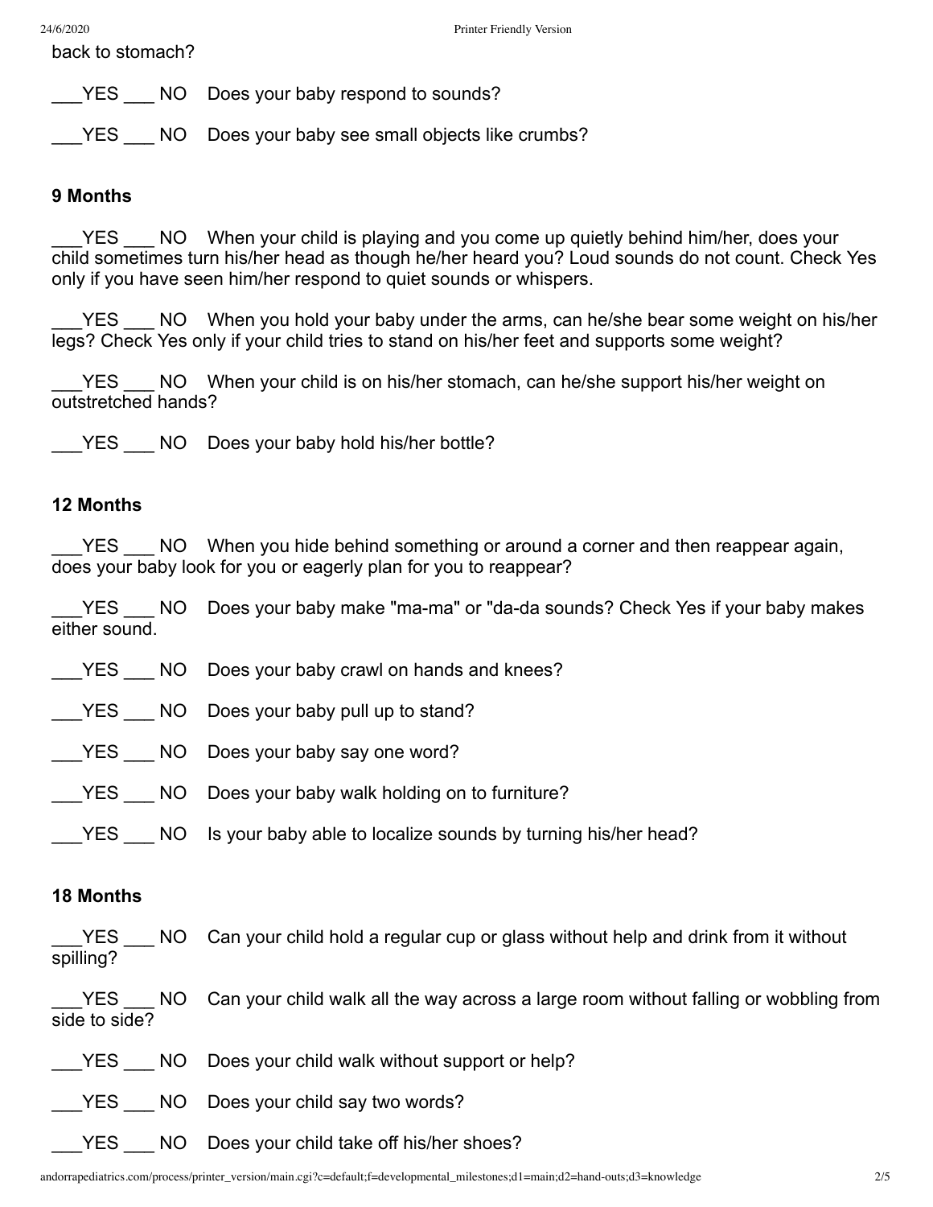back to stomach?

___YES ___ NO Does your baby respond to sounds?

___YES ___ NO Does your baby see small objects like crumbs?

### 9 Months

___YES ___ NO When your child is playing and you come up quietly behind him/her, does your child sometimes turn his/her head as though he/her heard you? Loud sounds do not count. Check Yes only if you have seen him/her respond to quiet sounds or whispers.

___YES ___ NO When you hold your baby under the arms, can he/she bear some weight on his/her legs? Check Yes only if your child tries to stand on his/her feet and supports some weight?

___YES ___ NO When your child is on his/her stomach, can he/she support his/her weight on outstretched hands?

___YES ___ NO Does your baby hold his/her bottle?

### 12 Months

___YES ___ NO When you hide behind something or around a corner and then reappear again, does your baby look for you or eagerly plan for you to reappear?

___YES ___ NO Does your baby make "ma-ma" or "da-da sounds? Check Yes if your baby makes either sound.

___YES ___ NO Does your baby crawl on hands and knees?

___YES ___ NO Does your baby pull up to stand?

___YES ___ NO Does your baby say one word?

___YES ___ NO Does your baby walk holding on to furniture?

___YES ___ NO Is your baby able to localize sounds by turning his/her head?

### 18 Months

___YES ___ NO Can your child hold a regular cup or glass without help and drink from it without spilling?

___YES ___ NO Can your child walk all the way across a large room without falling or wobbling from side to side?

___YES ___ NO Does your child walk without support or help?

___YES ___ NO Does your child say two words?

___YES ___ NO Does your child take off his/her shoes?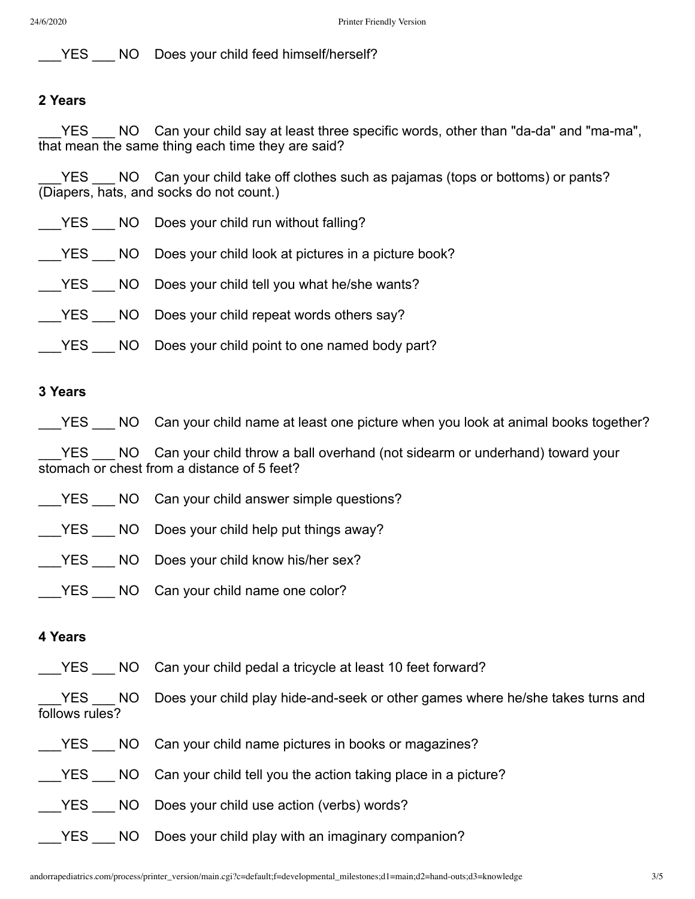___YES ___ NO Does your child feed himself/herself?

**2 Years**

___YES ___ NO Can your child say at least three specific words, other than "da-da" and "ma-ma", that mean the same thing each time they are said?

___YES ___ NO Can your child take off clothes such as pajamas (tops or bottoms) or pants? (Diapers, hats, and socks do not count.)

___YES ___ NO Does your child run without falling?

___YES ___ NO Does your child look at pictures in a picture book?

___YES ___ NO Does your child tell you what he/she wants?

___YES ___ NO Does your child repeat words others say?

___YES ___ NO Does your child point to one named body part?

**3 Years**

___YES ___ NO Can your child name at least one picture when you look at animal books together?

___YES ___ NO Can your child throw a ball overhand (not sidearm or underhand) toward your stomach or chest from a distance of 5 feet?

___YES ___ NO Can your child answer simple questions?

___YES ___ NO Does your child help put things away?

___YES ___ NO Does your child know his/her sex?

___YES ___ NO Can your child name one color?

**4 Years**

___YES ___ NO Can your child pedal a tricycle at least 10 feet forward?

___YES ___ NO Does your child play hide-and-seek or other games where he/she takes turns and follows rules?

___YES ___ NO Can your child name pictures in books or magazines?

___YES ___ NO Can your child tell you the action taking place in a picture?

___YES ___ NO Does your child use action (verbs) words?

___YES ___ NO Does your child play with an imaginary companion?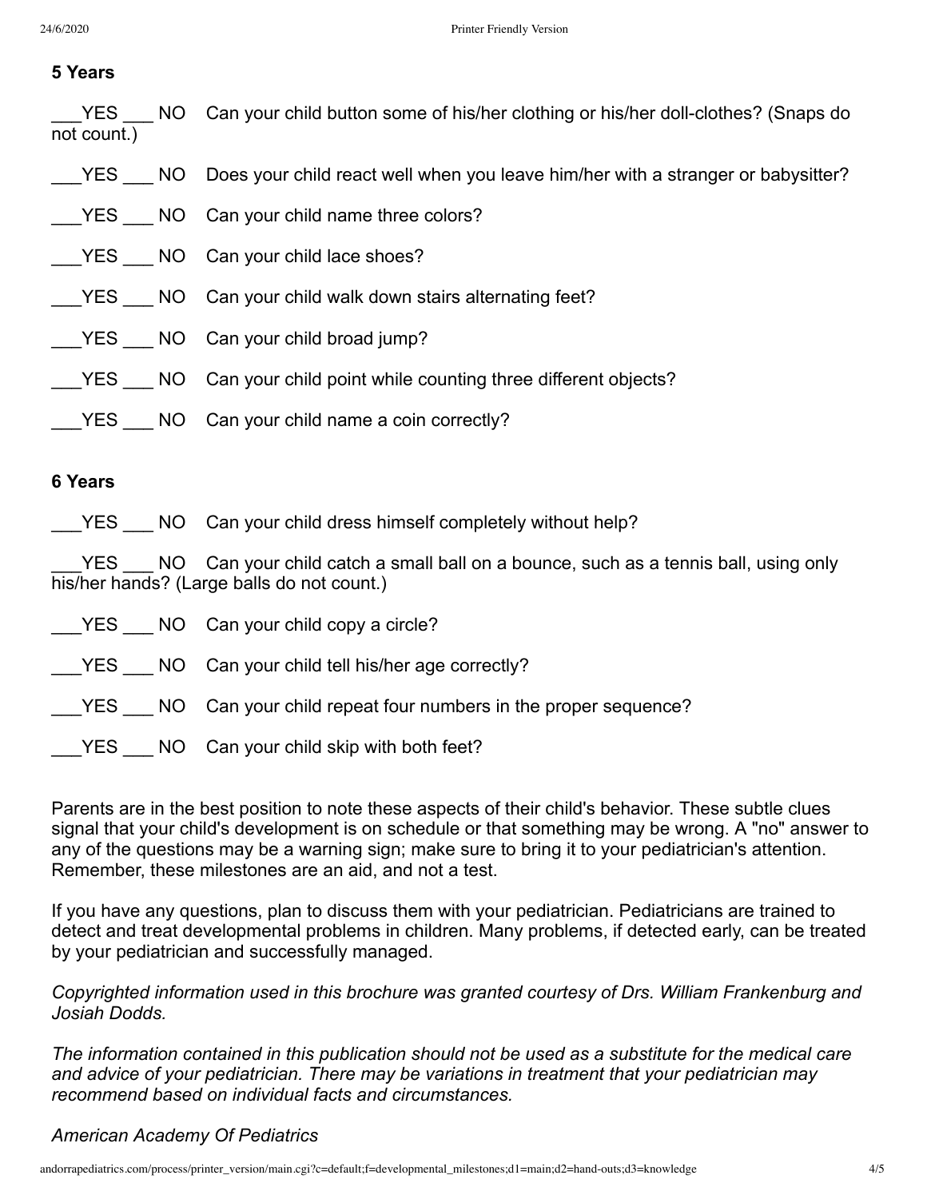**5 Years**

___YES ___ NO Can your child button some of his/her clothing or his/her doll-clothes? (Snaps do not count.)

___YES ___ NO Does your child react well when you leave him/her with a stranger or babysitter?

___YES ___ NO Can your child name three colors?

___YES ___ NO Can your child lace shoes?

___YES ___ NO Can your child walk down stairs alternating feet?

___YES ___ NO Can your child broad jump?

___YES ___ NO Can your child point while counting three different objects?

___YES ___ NO Can your child name a coin correctly?

**6 Years**

___YES ___ NO Can your child dress himself completely without help?

___YES ___ NO Can your child catch a small ball on a bounce, such as a tennis ball, using only his/her hands? (Large balls do not count.)

___YES ___ NO Can your child copy a circle?

___YES ___ NO Can your child tell his/her age correctly?

___YES ___ NO Can your child repeat four numbers in the proper sequence?

___YES ___ NO Can your child skip with both feet?

Parents are in the best position to note these aspects of their child's behavior. These subtle clues signal that your child's development is on schedule or that something may be wrong. A "no" answer to any of the questions may be a warning sign; make sure to bring it to your pediatrician's attention. Remember, these milestones are an aid, and not a test.

If you have any questions, plan to discuss them with your pediatrician. Pediatricians are trained to detect and treat developmental problems in children. Many problems, if detected early, can be treated by your pediatrician and successfully managed.

*Copyrighted information used in this brochure was granted courtesy of Drs. William Frankenburg and Josiah Dodds.*

*The information contained in this publication should not be used as a substitute for the medical care and advice of your pediatrician. There may be variations in treatment that your pediatrician may recommend based on individual facts and circumstances.*

*American Academy Of Pediatrics*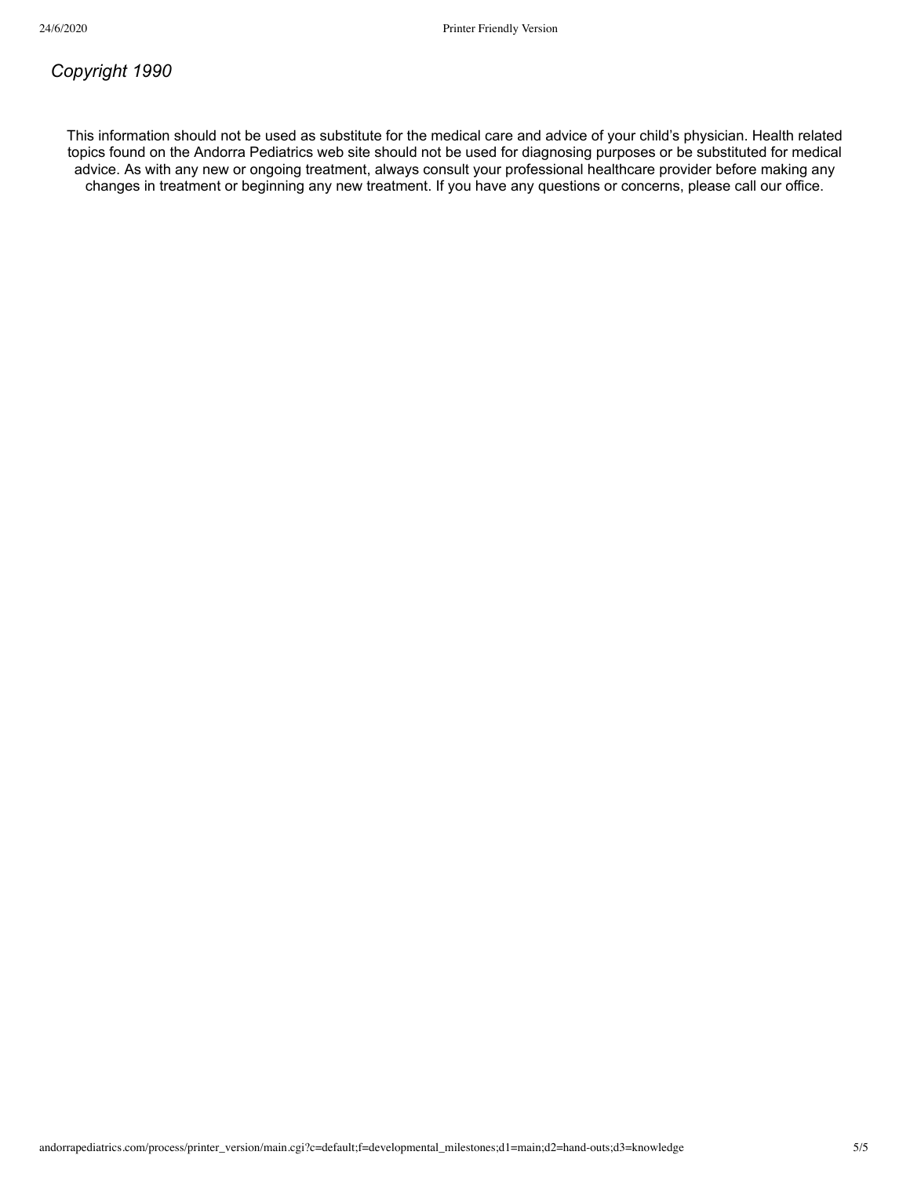*Copyright 1990*

This information should not be used as substitute for the medical care and advice of your child's physician. Health related topics found on the Andorra Pediatrics web site should not be used for diagnosing purposes or be substituted for medical advice. As with any new or ongoing treatment, always consult your professional healthcare provider before making any changes in treatment or beginning any new treatment. If you have any questions or concerns, please call our office.